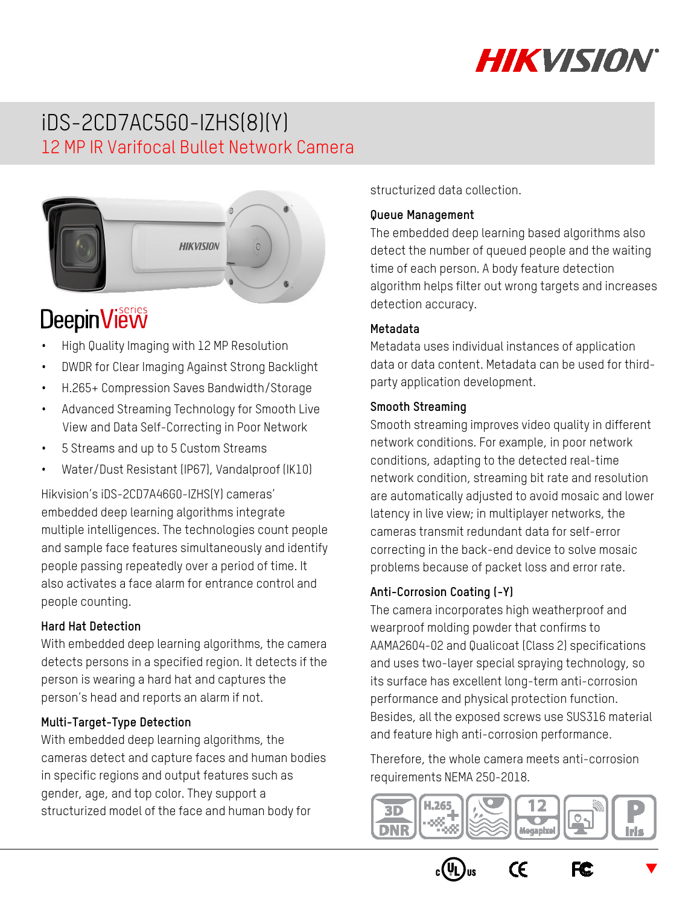# iDS-2CD7AC5G0-IZHS(8)(Y)

## 12 MP IR Varifocal Bullet Network Camera

DeepinView series

- High Quality Imaging with 12 MP Resolution
- DWDR for Clear Imaging Against Strong Backlight
- H.265+ Compression Saves Bandwidth/Storage
- Advanced Streaming Technology for Smooth Live View and Data Self-Correcting in Poor Network
- 5 Streams and up to 5 Custom Streams
- Water/Dust Resistant (IP67), Vandalproof (IK10)

Hikvision's iDS-2CD7A46G0-IZHS(Y) cameras' embedded deep learning algorithms integrate multiple intelligences. The technologies count people and sample face features simultaneously and identify people passing repeatedly over a period of time. It also activates a face alarm for entrance control and people counting.

### Hard Hat Detection

With embedded deep learning algorithms, the camera detects persons in a specified region. It detects if the person is wearing a hard hat and captures the person's head and reports an alarm if not.

### Multi-Target-Type Detection

With embedded deep learning algorithms, the cameras detect and capture faces and human bodies in specific regions and output features such as gender, age, and top color. They support a structurized model of the face and human body for structurized data collection.

### Queue Management

The embedded deep learning based algorithms also detect the number of queued people and the waiting time of each person. A body feature detection algorithm helps filter out wrong targets and increases detection accuracy.

### Metadata

Metadata uses individual instances of application data or data content. Metadata can be used for third-party application development.

### Smooth Streaming

Smooth streaming improves video quality in different network conditions. For example, in poor network conditions, adapting to the detected real-time network condition, streaming bit rate and resolution are automatically adjusted to avoid mosaic and lower latency in live view; in multiplayer networks, the cameras transmit redundant data for self-error correcting in the back-end device to solve mosaic problems because of packet loss and error rate.

### Anti-Corrosion Coating (-Y)

The camera incorporates high weatherproof and wearproof molding powder that confirms to AAMA2604-02 and Qualicoat (Class 2) specifications and uses two-layer special spraying technology, so its surface has excellent long-term anti-corrosion performance and physical protection function. Besides, all the exposed screws use SUS316 material and feature high anti-corrosion performance.

Therefore, the whole camera meets anti-corrosion requirements NEMA 250-2018.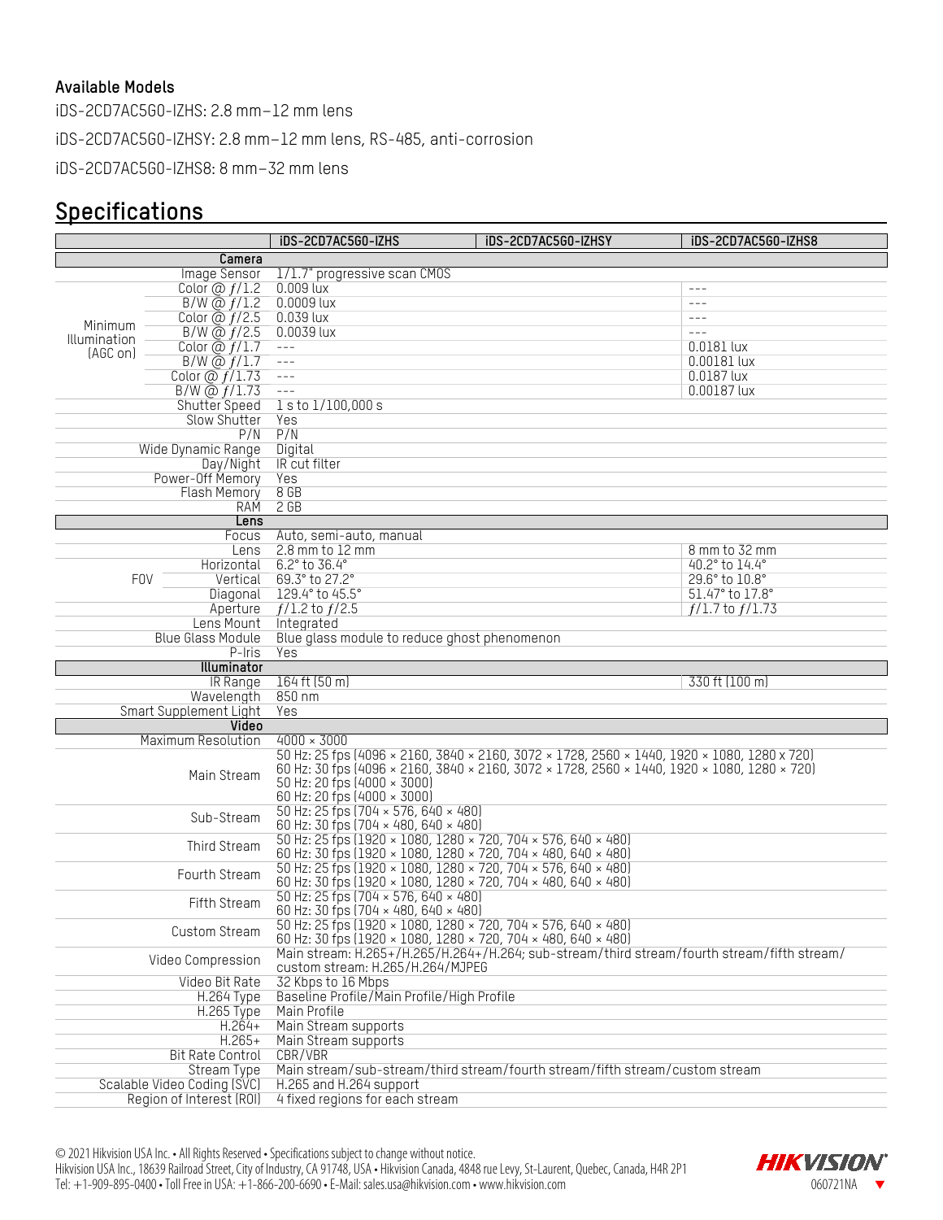**Available Models**

iDS-2CD7AC5G0-IZHS: 2.8 mm–12 mm lens

iDS-2CD7AC5G0-IZHSY: 2.8 mm–12 mm lens, RS-485, anti-corrosion

iDS-2CD7AC5G0-IZHS8: 8 mm–32 mm lens

## Specifications

| | | iDS-2CD7AC5G0-IZHS | iDS-2CD7AC5G0-IZHSY | iDS-2CD7AC5G0-IZHS8 |
|---|---|---|---|---|
| **Camera** | | | | |
| | Image Sensor | 1/1.7" progressive scan CMOS | | |
| Minimum Illumination (AGC on) | Color @ ƒ/1.2 | 0.009 lux | | --- |
| | B/W @ ƒ/1.2 | 0.0009 lux | | --- |
| | Color @ ƒ/2.5 | 0.039 lux | | --- |
| | B/W @ ƒ/2.5 | 0.0039 lux | | --- |
| | Color @ ƒ/1.7 | --- | | 0.0181 lux |
| | B/W @ ƒ/1.7 | --- | | 0.00181 lux |
| | Color @ ƒ/1.73 | --- | | 0.0187 lux |
| | B/W @ ƒ/1.73 | --- | | 0.00187 lux |
| | Shutter Speed | 1 s to 1/100,000 s | | |
| | Slow Shutter | Yes | | |
| | P/N | P/N | | |
| | Wide Dynamic Range | Digital | | |
| | Day/Night | IR cut filter | | |
| | Power-Off Memory | Yes | | |
| | Flash Memory | 8 GB | | |
| | RAM | 2 GB | | |
| **Lens** | | | | |
| | Focus | Auto, semi-auto, manual | | |
| | Lens | 2.8 mm to 12 mm | | 8 mm to 32 mm |
| FOV | Horizontal | 6.2° to 36.4° | | 40.2° to 14.4° |
| | Vertical | 69.3° to 27.2° | | 29.6° to 10.8° |
| | Diagonal | 129.4° to 45.5° | | 51.47° to 17.8° |
| | Aperture | ƒ/1.2 to ƒ/2.5 | | ƒ/1.7 to ƒ/1.73 |
| | Lens Mount | Integrated | | |
| | Blue Glass Module | Blue glass module to reduce ghost phenomenon | | |
| | P-Iris | Yes | | |
| **Illuminator** | | | | |
| | IR Range | 164 ft (50 m) | | 330 ft (100 m) |
| | Wavelength | 850 nm | | |
| | Smart Supplement Light | Yes | | |
| **Video** | | | | |
| | Maximum Resolution | 4000 × 3000 | | |
| | Main Stream | 50 Hz: 25 fps (4096 × 2160, 3840 × 2160, 3072 × 1728, 2560 × 1440, 1920 × 1080, 1280 x 720)<br>60 Hz: 30 fps (4096 × 2160, 3840 × 2160, 3072 × 1728, 2560 × 1440, 1920 × 1080, 1280 × 720)<br>50 Hz: 20 fps (4000 × 3000)<br>60 Hz: 20 fps (4000 × 3000) | | |
| | Sub-Stream | 50 Hz: 25 fps (704 × 576, 640 × 480)<br>60 Hz: 30 fps (704 × 480, 640 × 480) | | |
| | Third Stream | 50 Hz: 25 fps (1920 × 1080, 1280 × 720, 704 × 576, 640 × 480)<br>60 Hz: 30 fps (1920 × 1080, 1280 × 720, 704 × 480, 640 × 480) | | |
| | Fourth Stream | 50 Hz: 25 fps (1920 × 1080, 1280 × 720, 704 × 576, 640 × 480)<br>60 Hz: 30 fps (1920 × 1080, 1280 × 720, 704 × 480, 640 × 480) | | |
| | Fifth Stream | 50 Hz: 25 fps (704 × 576, 640 × 480)<br>60 Hz: 30 fps (704 × 480, 640 × 480) | | |
| | Custom Stream | 50 Hz: 25 fps (1920 × 1080, 1280 × 720, 704 × 576, 640 × 480)<br>60 Hz: 30 fps (1920 × 1080, 1280 × 720, 704 × 480, 640 × 480) | | |
| | Video Compression | Main stream: H.265+/H.265/H.264+/H.264; sub-stream/third stream/fourth stream/fifth stream/ custom stream: H.265/H.264/MJPEG | | |
| | Video Bit Rate | 32 Kbps to 16 Mbps | | |
| | H.264 Type | Baseline Profile/Main Profile/High Profile | | |
| | H.265 Type | Main Profile | | |
| | H.264+ | Main Stream supports | | |
| | H.265+ | Main Stream supports | | |
| | Bit Rate Control | CBR/VBR | | |
| | Stream Type | Main stream/sub-stream/third stream/fourth stream/fifth stream/custom stream | | |
| | Scalable Video Coding (SVC) | H.265 and H.264 support | | |
| | Region of Interest (ROI) | 4 fixed regions for each stream | | |

© 2021 Hikvision USA Inc. • All Rights Reserved • Specifications subject to change without notice.
Hikvision USA Inc., 18639 Railroad Street, City of Industry, CA 91748, USA • Hikvision Canada, 4848 rue Levy, St-Laurent, Quebec, Canada, H4R 2P1
Tel: +1-909-895-0400 • Toll Free in USA: +1-866-200-6690 • E-Mail: sales.usa@hikvision.com • www.hikvision.com

060721NA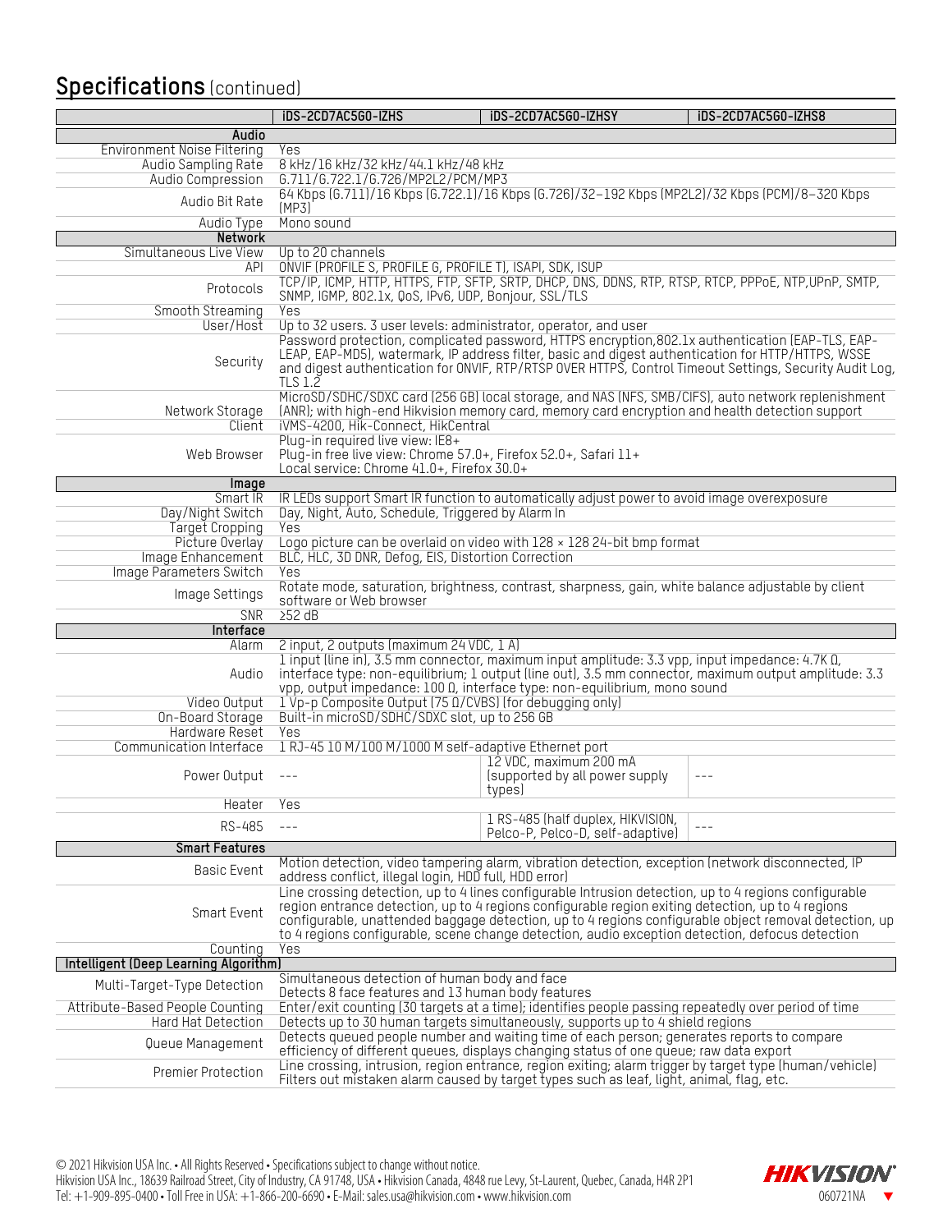## Specifications (continued)

| | iDS-2CD7AC5G0-IZHS | iDS-2CD7AC5G0-IZHSY | iDS-2CD7AC5G0-IZHS8 |
|---|---|---|---|
| **Audio** | | | |
| Environment Noise Filtering | Yes | | |
| Audio Sampling Rate | 8 kHz/16 kHz/32 kHz/44.1 kHz/48 kHz | | |
| Audio Compression | G.711/G.722.1/G.726/MP2L2/PCM/MP3 | | |
| Audio Bit Rate | 64 Kbps (G.711)/16 Kbps (G.722.1)/16 Kbps (G.726)/32–192 Kbps (MP2L2)/32 Kbps (PCM)/8–320 Kbps (MP3) | | |
| Audio Type | Mono sound | | |
| **Network** | | | |
| Simultaneous Live View | Up to 20 channels | | |
| API | ONVIF (PROFILE S, PROFILE G, PROFILE T), ISAPI, SDK, ISUP | | |
| Protocols | TCP/IP, ICMP, HTTP, HTTPS, FTP, SFTP, SRTP, DHCP, DNS, DDNS, RTP, RTSP, RTCP, PPPoE, NTP,UPnP, SMTP, SNMP, IGMP, 802.1x, QoS, IPv6, UDP, Bonjour, SSL/TLS | | |
| Smooth Streaming | Yes | | |
| User/Host | Up to 32 users. 3 user levels: administrator, operator, and user | | |
| Security | Password protection, complicated password, HTTPS encryption,802.1x authentication (EAP-TLS, EAP-LEAP, EAP-MD5), watermark, IP address filter, basic and digest authentication for HTTP/HTTPS, WSSE and digest authentication for ONVIF, RTP/RTSP OVER HTTPS, Control Timeout Settings, Security Audit Log, TLS 1.2 | | |
| Network Storage | MicroSD/SDHC/SDXC card (256 GB) local storage, and NAS (NFS, SMB/CIFS), auto network replenishment (ANR); with high-end Hikvision memory card, memory card encryption and health detection support | | |
| Client | iVMS-4200, Hik-Connect, HikCentral | | |
| Web Browser | Plug-in required live view: IE8+<br>Plug-in free live view: Chrome 57.0+, Firefox 52.0+, Safari 11+<br>Local service: Chrome 41.0+, Firefox 30.0+ | | |
| **Image** | | | |
| Smart IR | IR LEDs support Smart IR function to automatically adjust power to avoid image overexposure | | |
| Day/Night Switch | Day, Night, Auto, Schedule, Triggered by Alarm In | | |
| Target Cropping | Yes | | |
| Picture Overlay | Logo picture can be overlaid on video with 128 × 128 24-bit bmp format | | |
| Image Enhancement | BLC, HLC, 3D DNR, Defog, EIS, Distortion Correction | | |
| Image Parameters Switch | Yes | | |
| Image Settings | Rotate mode, saturation, brightness, contrast, sharpness, gain, white balance adjustable by client software or Web browser | | |
| SNR | ≥52 dB | | |
| **Interface** | | | |
| Alarm | 2 input, 2 outputs (maximum 24 VDC, 1 A) | | |
| Audio | 1 input (line in), 3.5 mm connector, maximum input amplitude: 3.3 vpp, input impedance: 4.7K Ω, interface type: non-equilibrium; 1 output (line out), 3.5 mm connector, maximum output amplitude: 3.3 vpp, output impedance: 100 Ω, interface type: non-equilibrium, mono sound | | |
| Video Output | 1 Vp-p Composite Output (75 Ω/CVBS) (for debugging only) | | |
| On-Board Storage | Built-in microSD/SDHC/SDXC slot, up to 256 GB | | |
| Hardware Reset | Yes | | |
| Communication Interface | 1 RJ-45 10 M/100 M/1000 M self-adaptive Ethernet port | | |
| Power Output | --- | 12 VDC, maximum 200 mA (supported by all power supply types) | --- |
| Heater | Yes | | |
| RS-485 | --- | 1 RS-485 (half duplex, HIKVISION, Pelco-P, Pelco-D, self-adaptive) | --- |
| **Smart Features** | | | |
| Basic Event | Motion detection, video tampering alarm, vibration detection, exception (network disconnected, IP address conflict, illegal login, HDD full, HDD error) | | |
| Smart Event | Line crossing detection, up to 4 lines configurable Intrusion detection, up to 4 regions configurable region entrance detection, up to 4 regions configurable region exiting detection, up to 4 regions configurable, unattended baggage detection, up to 4 regions configurable object removal detection, up to 4 regions configurable, scene change detection, audio exception detection, defocus detection | | |
| Counting | Yes | | |
| **Intelligent (Deep Learning Algorithm)** | | | |
| Multi-Target-Type Detection | Simultaneous detection of human body and face<br>Detects 8 face features and 13 human body features | | |
| Attribute-Based People Counting | Enter/exit counting (30 targets at a time); identifies people passing repeatedly over period of time | | |
| Hard Hat Detection | Detects up to 30 human targets simultaneously, supports up to 4 shield regions | | |
| Queue Management | Detects queued people number and waiting time of each person; generates reports to compare efficiency of different queues, displays changing status of one queue; raw data export | | |
| Premier Protection | Line crossing, intrusion, region entrance, region exiting; alarm trigger by target type (human/vehicle)<br>Filters out mistaken alarm caused by target types such as leaf, light, animal, flag, etc. | | |

© 2021 Hikvision USA Inc. • All Rights Reserved • Specifications subject to change without notice.
Hikvision USA Inc., 18639 Railroad Street, City of Industry, CA 91748, USA • Hikvision Canada, 4848 rue Levy, St-Laurent, Quebec, Canada, H4R 2P1
Tel: +1-909-895-0400 • Toll Free in USA: +1-866-200-6690 • E-Mail: sales.usa@hikvision.com • www.hikvision.com

060721NA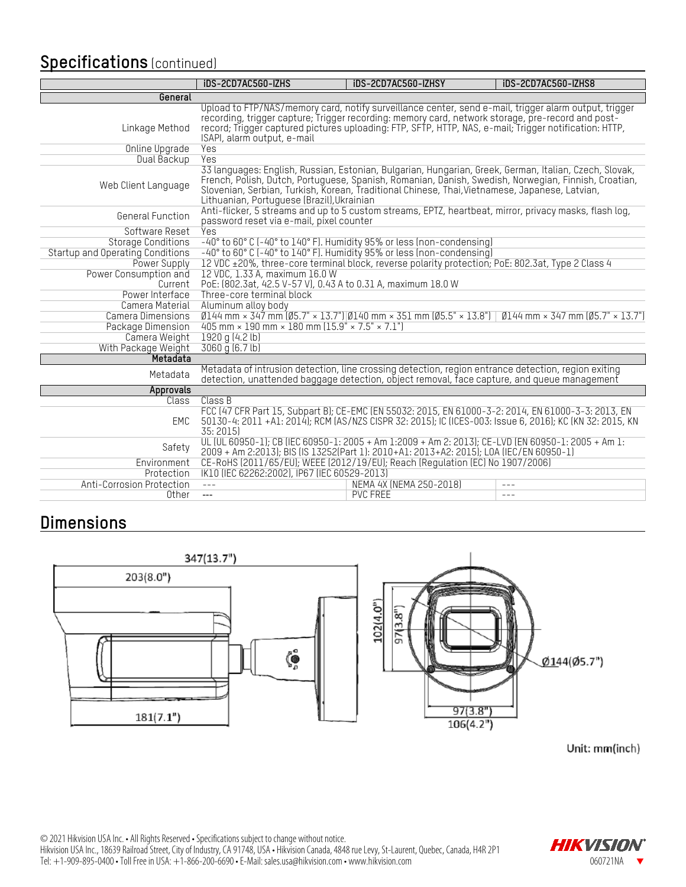## Specifications (continued)

| | iDS-2CD7AC5G0-IZHS | iDS-2CD7AC5G0-IZHSY | iDS-2CD7AC5G0-IZHS8 |
|---|---|---|---|
| **General** | | | |
| Linkage Method | Upload to FTP/NAS/memory card, notify surveillance center, send e-mail, trigger alarm output, trigger recording, trigger capture; Trigger recording: memory card, network storage, pre-record and post-record; Trigger captured pictures uploading: FTP, SFTP, HTTP, NAS, e-mail; Trigger notification: HTTP, ISAPI, alarm output, e-mail | | |
| Online Upgrade | Yes | | |
| Dual Backup | Yes | | |
| Web Client Language | 33 languages: English, Russian, Estonian, Bulgarian, Hungarian, Greek, German, Italian, Czech, Slovak, French, Polish, Dutch, Portuguese, Spanish, Romanian, Danish, Swedish, Norwegian, Finnish, Croatian, Slovenian, Serbian, Turkish, Korean, Traditional Chinese, Thai,Vietnamese, Japanese, Latvian, Lithuanian, Portuguese (Brazil),Ukrainian | | |
| General Function | Anti-flicker, 5 streams and up to 5 custom streams, EPTZ, heartbeat, mirror, privacy masks, flash log, password reset via e-mail, pixel counter | | |
| Software Reset | Yes | | |
| Storage Conditions | -40° to 60° C (-40° to 140° F). Humidity 95% or less (non-condensing) | | |
| Startup and Operating Conditions | -40° to 60° C (-40° to 140° F). Humidity 95% or less (non-condensing) | | |
| Power Supply | 12 VDC ±20%, three-core terminal block, reverse polarity protection; PoE: 802.3at, Type 2 Class 4 | | |
| Power Consumption and Current | 12 VDC, 1.33 A, maximum 16.0 W<br>PoE: (802.3at, 42.5 V-57 V), 0.43 A to 0.31 A, maximum 18.0 W | | |
| Power Interface | Three-core terminal block | | |
| Camera Material | Aluminum alloy body | | |
| Camera Dimensions | Ø144 mm × 347 mm (Ø5.7" × 13.7") | Ø140 mm × 351 mm (Ø5.5" × 13.8") | Ø144 mm × 347 mm (Ø5.7" × 13.7") |
| Package Dimension | 405 mm × 190 mm × 180 mm (15.9" × 7.5" × 7.1") | | |
| Camera Weight | 1920 g (4.2 lb) | | |
| With Package Weight | 3060 g (6.7 lb) | | |
| **Metadata** | | | |
| Metadata | Metadata of intrusion detection, line crossing detection, region entrance detection, region exiting detection, unattended baggage detection, object removal, face capture, and queue management | | |
| **Approvals** | | | |
| Class | Class B | | |
| EMC | FCC (47 CFR Part 15, Subpart B); CE-EMC (EN 55032: 2015, EN 61000-3-2: 2014, EN 61000-3-3: 2013, EN 50130-4: 2011 +A1: 2014); RCM (AS/NZS CISPR 32: 2015); IC (ICES-003: Issue 6, 2016); KC (KN 32: 2015, KN 35: 2015) | | |
| Safety | UL (UL 60950-1); CB (IEC 60950-1: 2005 + Am 1:2009 + Am 2: 2013); CE-LVD (EN 60950-1: 2005 + Am 1: 2009 + Am 2:2013); BIS (IS 13252(Part 1): 2010+A1: 2013+A2: 2015); LOA (IEC/EN 60950-1) | | |
| Environment | CE-RoHS (2011/65/EU); WEEE (2012/19/EU); Reach (Regulation (EC) No 1907/2006) | | |
| Protection | IK10 (IEC 62262:2002), IP67 (IEC 60529-2013) | | |
| Anti-Corrosion Protection | --- | NEMA 4X (NEMA 250-2018) | --- |
| Other | --- | PVC FREE | --- |

## Dimensions

347(13.7")
203(8.0")
181(7.1")
102(4.0")
97(3.8")
Ø144(Ø5.7")
97(3.8")
106(4.2")

Unit: mm(inch)

© 2021 Hikvision USA Inc. • All Rights Reserved • Specifications subject to change without notice.
Hikvision USA Inc., 18639 Railroad Street, City of Industry, CA 91748, USA • Hikvision Canada, 4848 rue Levy, St-Laurent, Quebec, Canada, H4R 2P1
Tel: +1-909-895-0400 • Toll Free in USA: +1-866-200-6690 • E-Mail: sales.usa@hikvision.com • www.hikvision.com

060721NA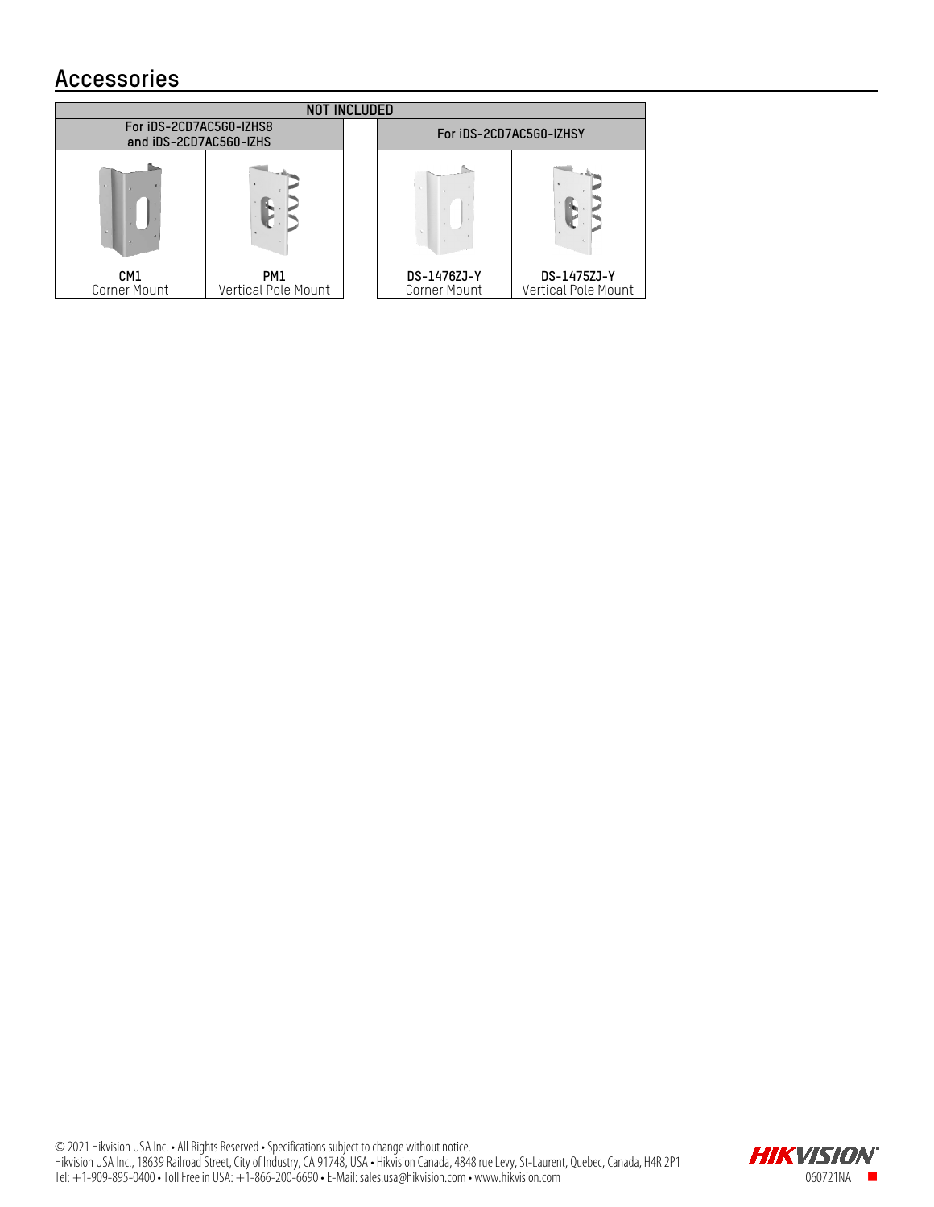## Accessories

| NOT INCLUDED | | | |
|---|---|---|---|
| For iDS-2CD7AC5G0-IZHS8 and iDS-2CD7AC5G0-IZHS | | For iDS-2CD7AC5G0-IZHSY | |
| CM1<br>Corner Mount | PM1<br>Vertical Pole Mount | DS-1476ZJ-Y<br>Corner Mount | DS-1475ZJ-Y<br>Vertical Pole Mount |

© 2021 Hikvision USA Inc. • All Rights Reserved • Specifications subject to change without notice.
Hikvision USA Inc., 18639 Railroad Street, City of Industry, CA 91748, USA • Hikvision Canada, 4848 rue Levy, St-Laurent, Quebec, Canada, H4R 2P1
Tel: +1-909-895-0400 • Toll Free in USA: +1-866-200-6690 • E-Mail: sales.usa@hikvision.com • www.hikvision.com

HIKVISION
060721NA